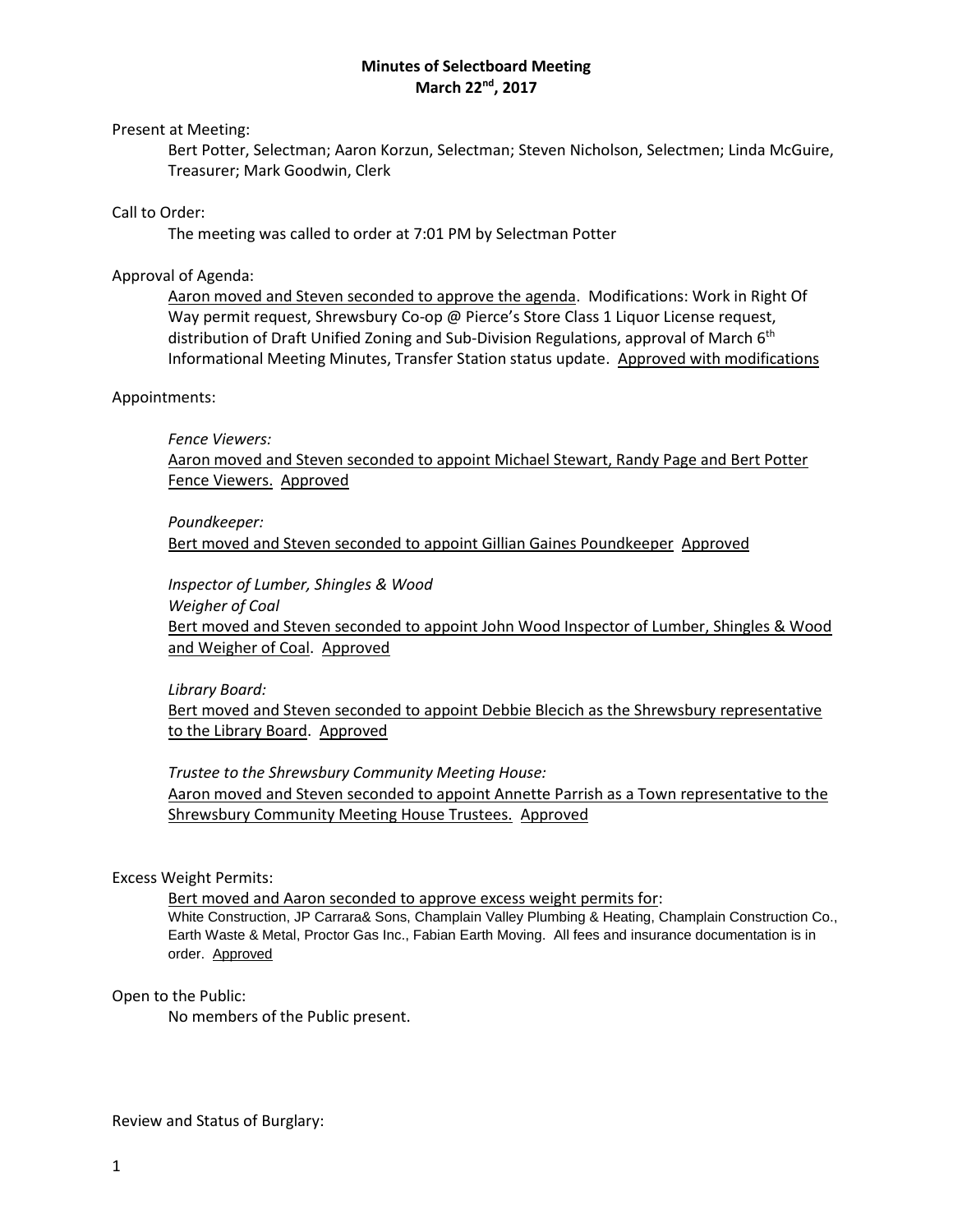# Minutes of Selectboard Meeting
## March 22nd, 2017

Present at Meeting:

Bert Potter, Selectman; Aaron Korzun, Selectman; Steven Nicholson, Selectmen; Linda McGuire, Treasurer; Mark Goodwin, Clerk

Call to Order:

The meeting was called to order at 7:01 PM by Selectman Potter

Approval of Agenda:

Aaron moved and Steven seconded to approve the agenda. Modifications: Work in Right Of Way permit request, Shrewsbury Co-op @ Pierce's Store Class 1 Liquor License request, distribution of Draft Unified Zoning and Sub-Division Regulations, approval of March 6th Informational Meeting Minutes, Transfer Station status update. Approved with modifications

Appointments:

*Fence Viewers:*

Aaron moved and Steven seconded to appoint Michael Stewart, Randy Page and Bert Potter Fence Viewers. Approved

*Poundkeeper:*

Bert moved and Steven seconded to appoint Gillian Gaines Poundkeeper Approved

*Inspector of Lumber, Shingles & Wood*

*Weigher of Coal*

Bert moved and Steven seconded to appoint John Wood Inspector of Lumber, Shingles & Wood and Weigher of Coal. Approved

*Library Board:*

Bert moved and Steven seconded to appoint Debbie Blecich as the Shrewsbury representative to the Library Board. Approved

*Trustee to the Shrewsbury Community Meeting House:*

Aaron moved and Steven seconded to appoint Annette Parrish as a Town representative to the Shrewsbury Community Meeting House Trustees. Approved

Excess Weight Permits:

Bert moved and Aaron seconded to approve excess weight permits for:

White Construction, JP Carrara& Sons, Champlain Valley Plumbing & Heating, Champlain Construction Co., Earth Waste & Metal, Proctor Gas Inc., Fabian Earth Moving. All fees and insurance documentation is in order. Approved

Open to the Public:

No members of the Public present.

Review and Status of Burglary: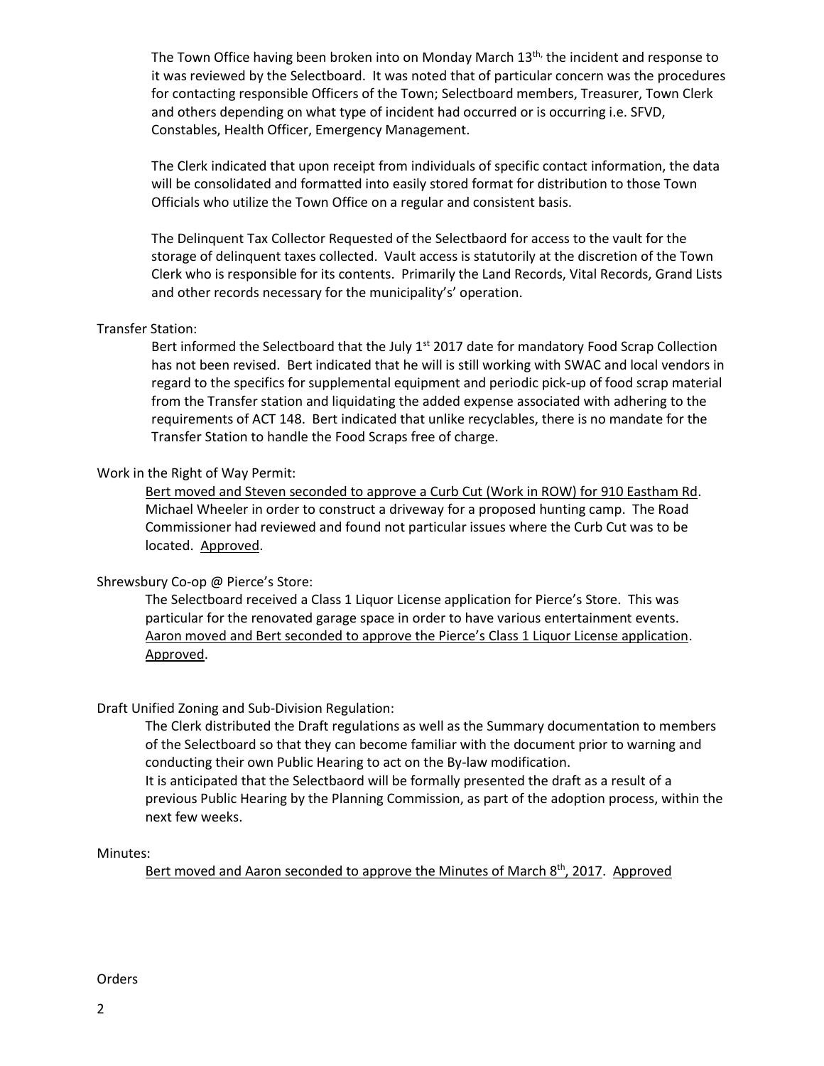The Town Office having been broken into on Monday March 13th, the incident and response to it was reviewed by the Selectboard. It was noted that of particular concern was the procedures for contacting responsible Officers of the Town; Selectboard members, Treasurer, Town Clerk and others depending on what type of incident had occurred or is occurring i.e. SFVD, Constables, Health Officer, Emergency Management.

The Clerk indicated that upon receipt from individuals of specific contact information, the data will be consolidated and formatted into easily stored format for distribution to those Town Officials who utilize the Town Office on a regular and consistent basis.

The Delinquent Tax Collector Requested of the Selectbaord for access to the vault for the storage of delinquent taxes collected. Vault access is statutorily at the discretion of the Town Clerk who is responsible for its contents. Primarily the Land Records, Vital Records, Grand Lists and other records necessary for the municipality's' operation.

Transfer Station:

Bert informed the Selectboard that the July 1st 2017 date for mandatory Food Scrap Collection has not been revised. Bert indicated that he will is still working with SWAC and local vendors in regard to the specifics for supplemental equipment and periodic pick-up of food scrap material from the Transfer station and liquidating the added expense associated with adhering to the requirements of ACT 148. Bert indicated that unlike recyclables, there is no mandate for the Transfer Station to handle the Food Scraps free of charge.

Work in the Right of Way Permit:

<u>Bert moved and Steven seconded to approve a Curb Cut (Work in ROW) for 910 Eastham Rd</u>. Michael Wheeler in order to construct a driveway for a proposed hunting camp. The Road Commissioner had reviewed and found not particular issues where the Curb Cut was to be located. <u>Approved</u>.

Shrewsbury Co-op @ Pierce's Store:

The Selectboard received a Class 1 Liquor License application for Pierce's Store. This was particular for the renovated garage space in order to have various entertainment events. <u>Aaron moved and Bert seconded to approve the Pierce's Class 1 Liquor License application</u>. <u>Approved</u>.

Draft Unified Zoning and Sub-Division Regulation:

The Clerk distributed the Draft regulations as well as the Summary documentation to members of the Selectboard so that they can become familiar with the document prior to warning and conducting their own Public Hearing to act on the By-law modification.
It is anticipated that the Selectboard will be formally presented the draft as a result of a previous Public Hearing by the Planning Commission, as part of the adoption process, within the next few weeks.

Minutes:

<u>Bert moved and Aaron seconded to approve the Minutes of March 8th, 2017</u>. <u>Approved</u>

Orders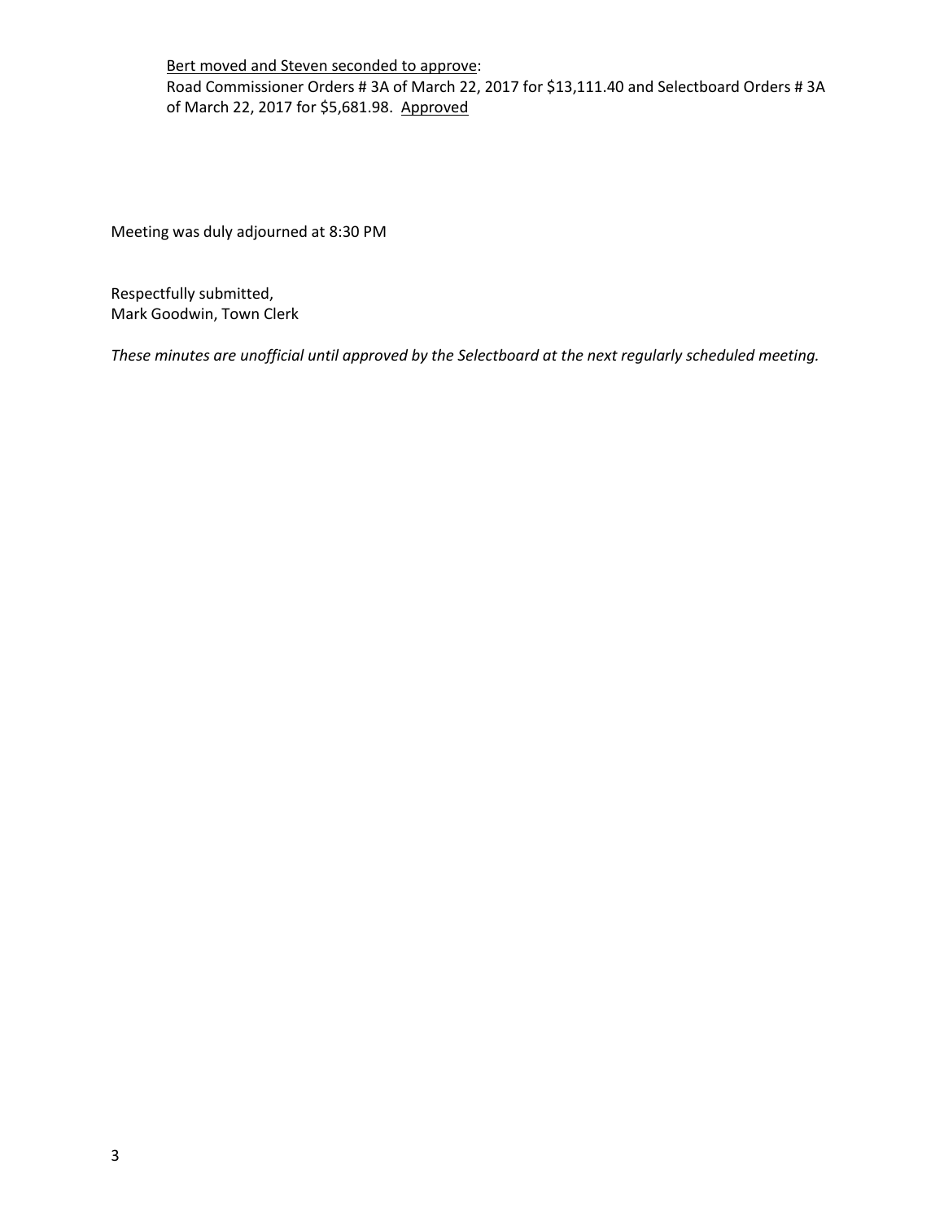<u>Bert moved and Steven seconded to approve</u>:
Road Commissioner Orders # 3A of March 22, 2017 for $13,111.40 and Selectboard Orders # 3A of March 22, 2017 for $5,681.98. <u>Approved</u>

Meeting was duly adjourned at 8:30 PM

Respectfully submitted,
Mark Goodwin, Town Clerk

*These minutes are unofficial until approved by the Selectboard at the next regularly scheduled meeting.*